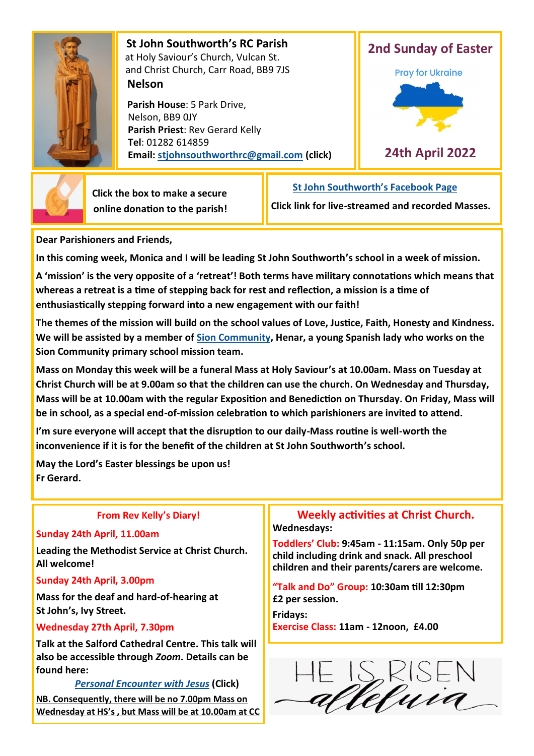## St John Southworth's RC Parish

at Holy Saviour's Church, Vulcan St.
and Christ Church, Carr Road, BB9 7JS
**Nelson**

**Parish House**: 5 Park Drive, Nelson, BB9 0JY
**Parish Priest**: Rev Gerard Kelly
**Tel**: 01282 614859
**Email: stjohnsouthworthrc@gmail.com (click)**

## 2nd Sunday of Easter

Pray for Ukraine

## 24th April 2022

**Click the box to make a secure online donation to the parish!**

**St John Southworth's Facebook Page**

**Click link for live-streamed and recorded Masses.**

**Dear Parishioners and Friends,**

**In this coming week, Monica and I will be leading St John Southworth's school in a week of mission.**

**A 'mission' is the very opposite of a 'retreat'! Both terms have military connotations which means that whereas a retreat is a time of stepping back for rest and reflection, a mission is a time of enthusiastically stepping forward into a new engagement with our faith!**

**The themes of the mission will build on the school values of Love, Justice, Faith, Honesty and Kindness. We will be assisted by a member of Sion Community, Henar, a young Spanish lady who works on the Sion Community primary school mission team.**

**Mass on Monday this week will be a funeral Mass at Holy Saviour's at 10.00am. Mass on Tuesday at Christ Church will be at 9.00am so that the children can use the church. On Wednesday and Thursday, Mass will be at 10.00am with the regular Exposition and Benediction on Thursday. On Friday, Mass will be in school, as a special end-of-mission celebration to which parishioners are invited to attend.**

**I'm sure everyone will accept that the disruption to our daily-Mass routine is well-worth the inconvenience if it is for the benefit of the children at St John Southworth's school.**

**May the Lord's Easter blessings be upon us!**
**Fr Gerard.**

### From Rev Kelly's Diary!

**Sunday 24th April, 11.00am**

**Leading the Methodist Service at Christ Church. All welcome!**

**Sunday 24th April, 3.00pm**

**Mass for the deaf and hard-of-hearing at St John's, Ivy Street.**

**Wednesday 27th April, 7.30pm**

**Talk at the Salford Cathedral Centre. This talk will also be accessible through *Zoom*. Details can be found here:**

***Personal Encounter with Jesus* (Click)**

**NB. Consequently, there will be no 7.00pm Mass on Wednesday at HS's , but Mass will be at 10.00am at CC**

### Weekly activities at Christ Church.

**Wednesdays:**

**Toddlers' Club: 9:45am - 11:15am. Only 50p per child including drink and snack. All preschool children and their parents/carers are welcome.**

**"Talk and Do" Group: 10:30am till 12:30pm £2 per session.**

**Fridays:**

**Exercise Class: 11am - 12noon, £4.00**

HE IS RISEN
alleluia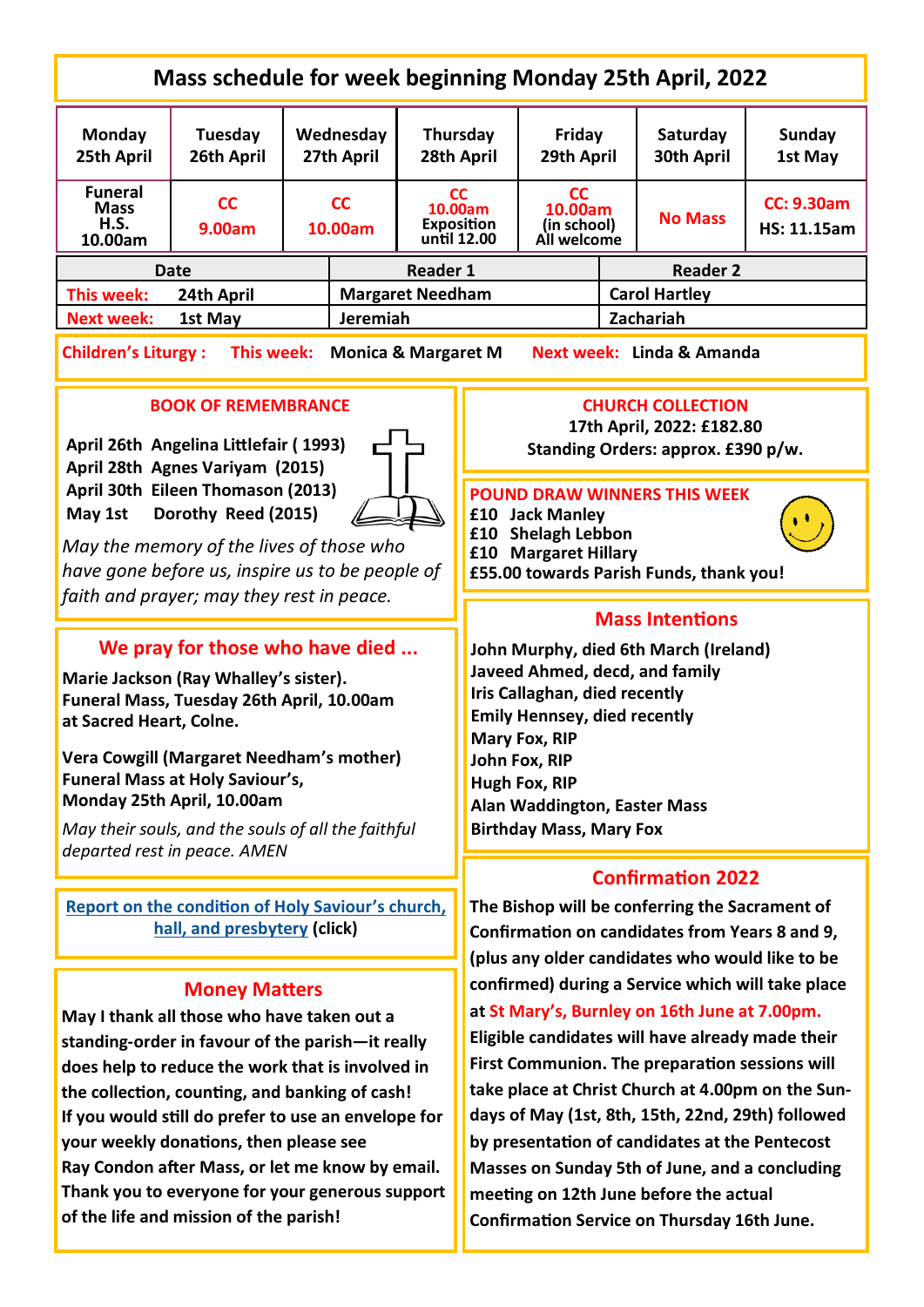# Mass schedule for week beginning Monday 25th April, 2022

| Monday 25th April | Tuesday 26th April | Wednesday 27th April | Thursday 28th April | Friday 29th April | Saturday 30th April | Sunday 1st May |
|---|---|---|---|---|---|---|
| Funeral Mass H.S. 10.00am | CC 9.00am | CC 10.00am | CC 10.00am Exposition until 12.00 | CC 10.00am (in school) All welcome | No Mass | CC: 9.30am HS: 11.15am |

| Date | Reader 1 | Reader 2 |
|---|---|---|
| This week: 24th April | Margaret Needham | Carol Hartley |
| Next week: 1st May | Jeremiah | Zachariah |

**Children's Liturgy :** This week: Monica & Margaret M    Next week: Linda & Amanda

## BOOK OF REMEMBRANCE

April 26th Angelina Littlefair ( 1993)
April 28th Agnes Variyam (2015)
April 30th Eileen Thomason (2013)
May 1st Dorothy Reed (2015)

*May the memory of the lives of those who have gone before us, inspire us to be people of faith and prayer; may they rest in peace.*

## We pray for those who have died ...

**Marie Jackson (Ray Whalley's sister).**
**Funeral Mass, Tuesday 26th April, 10.00am at Sacred Heart, Colne.**

**Vera Cowgill (Margaret Needham's mother)**
**Funeral Mass at Holy Saviour's, Monday 25th April, 10.00am**

*May their souls, and the souls of all the faithful departed rest in peace. AMEN*

[Report on the condition of Holy Saviour's church, hall, and presbytery](#) (click)

## Money Matters

May I thank all those who have taken out a standing-order in favour of the parish—it really does help to reduce the work that is involved in the collection, counting, and banking of cash!
If you would still do prefer to use an envelope for your weekly donations, then please see Ray Condon after Mass, or let me know by email. Thank you to everyone for your generous support of the life and mission of the parish!

## CHURCH COLLECTION

**17th April, 2022: £182.80**
**Standing Orders: approx. £390 p/w.**

## POUND DRAW WINNERS THIS WEEK

£10 Jack Manley
£10 Shelagh Lebbon
£10 Margaret Hillary
£55.00 towards Parish Funds, thank you!

## Mass Intentions

John Murphy, died 6th March (Ireland)
Javeed Ahmed, decd, and family
Iris Callaghan, died recently
Emily Hennsey, died recently
Mary Fox, RIP
John Fox, RIP
Hugh Fox, RIP
Alan Waddington, Easter Mass
Birthday Mass, Mary Fox

## Confirmation 2022

The Bishop will be conferring the Sacrament of Confirmation on candidates from Years 8 and 9, (plus any older candidates who would like to be confirmed) during a Service which will take place at **St Mary's, Burnley on 16th June at 7.00pm.** Eligible candidates will have already made their First Communion. The preparation sessions will take place at Christ Church at 4.00pm on the Sundays of May (1st, 8th, 15th, 22nd, 29th) followed by presentation of candidates at the Pentecost Masses on Sunday 5th of June, and a concluding meeting on 12th June before the actual Confirmation Service on Thursday 16th June.